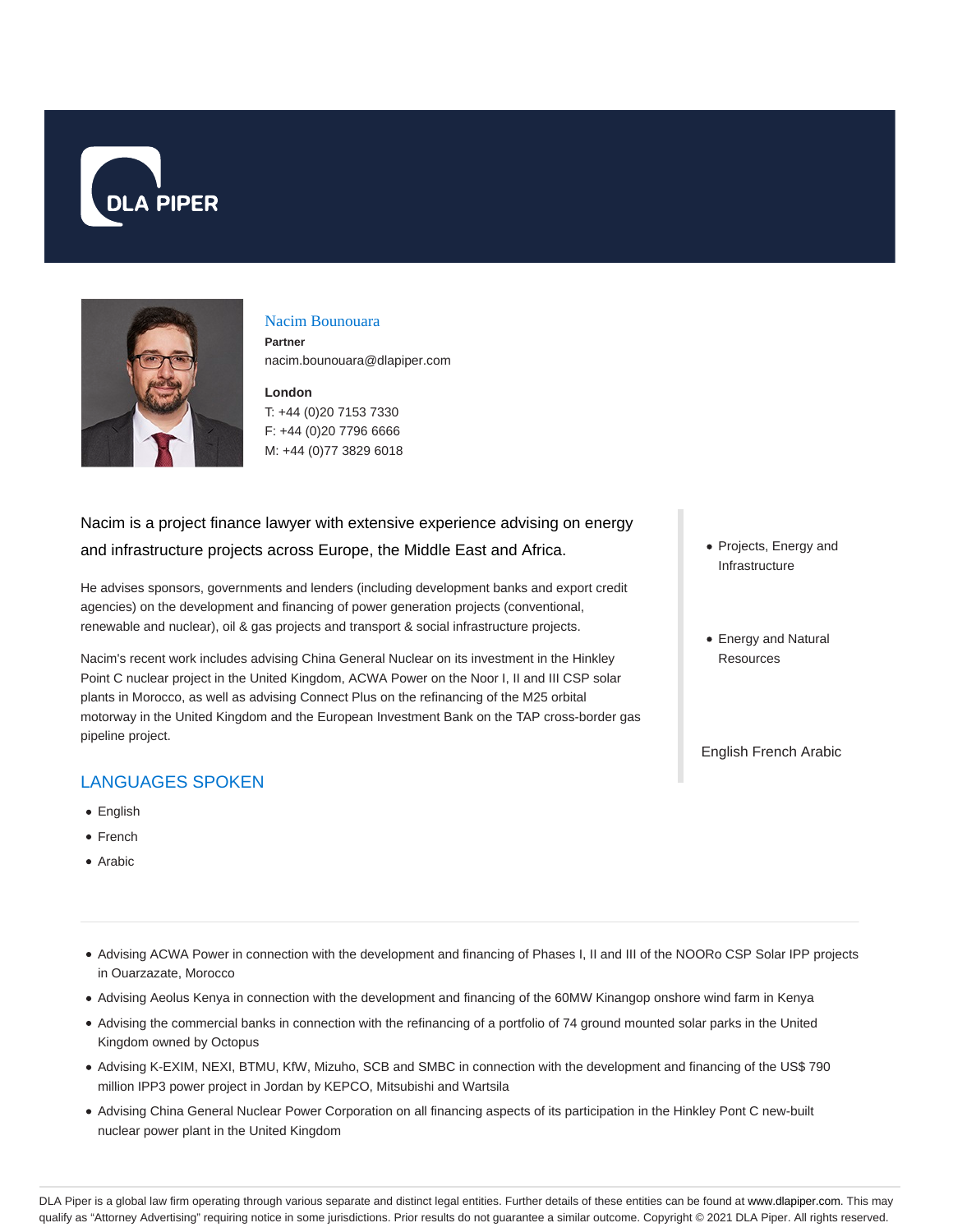DLA PIPER

## Nacim Bounouara

**Partner**

nacim.bounouara@dlapiper.com

**London**

T: +44 (0)20 7153 7330

F: +44 (0)20 7796 6666

M: +44 (0)77 3829 6018

Nacim is a project finance lawyer with extensive experience advising on energy and infrastructure projects across Europe, the Middle East and Africa.

He advises sponsors, governments and lenders (including development banks and export credit agencies) on the development and financing of power generation projects (conventional, renewable and nuclear), oil & gas projects and transport & social infrastructure projects.

Nacim's recent work includes advising China General Nuclear on its investment in the Hinkley Point C nuclear project in the United Kingdom, ACWA Power on the Noor I, II and III CSP solar plants in Morocco, as well as advising Connect Plus on the refinancing of the M25 orbital motorway in the United Kingdom and the European Investment Bank on the TAP cross-border gas pipeline project.

### LANGUAGES SPOKEN

- English
- French
- Arabic

- Projects, Energy and Infrastructure
- Energy and Natural Resources

English French Arabic

---

- Advising ACWA Power in connection with the development and financing of Phases I, II and III of the NOORo CSP Solar IPP projects in Ouarzazate, Morocco
- Advising Aeolus Kenya in connection with the development and financing of the 60MW Kinangop onshore wind farm in Kenya
- Advising the commercial banks in connection with the refinancing of a portfolio of 74 ground mounted solar parks in the United Kingdom owned by Octopus
- Advising K-EXIM, NEXI, BTMU, KfW, Mizuho, SCB and SMBC in connection with the development and financing of the US$ 790 million IPP3 power project in Jordan by KEPCO, Mitsubishi and Wartsila
- Advising China General Nuclear Power Corporation on all financing aspects of its participation in the Hinkley Pont C new-built nuclear power plant in the United Kingdom

DLA Piper is a global law firm operating through various separate and distinct legal entities. Further details of these entities can be found at www.dlapiper.com. This may qualify as "Attorney Advertising" requiring notice in some jurisdictions. Prior results do not guarantee a similar outcome. Copyright © 2021 DLA Piper. All rights reserved.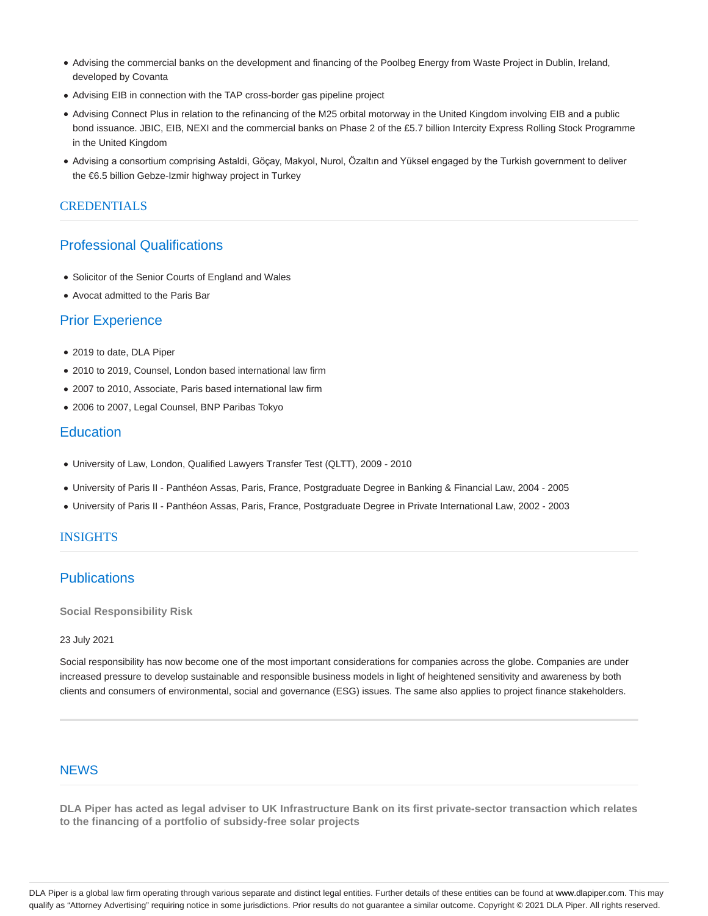- Advising the commercial banks on the development and financing of the Poolbeg Energy from Waste Project in Dublin, Ireland, developed by Covanta
- Advising EIB in connection with the TAP cross-border gas pipeline project
- Advising Connect Plus in relation to the refinancing of the M25 orbital motorway in the United Kingdom involving EIB and a public bond issuance. JBIC, EIB, NEXI and the commercial banks on Phase 2 of the £5.7 billion Intercity Express Rolling Stock Programme in the United Kingdom
- Advising a consortium comprising Astaldi, Göçay, Makyol, Nurol, Özaltın and Yüksel engaged by the Turkish government to deliver the €6.5 billion Gebze-Izmir highway project in Turkey

## CREDENTIALS

### Professional Qualifications

- Solicitor of the Senior Courts of England and Wales
- Avocat admitted to the Paris Bar

### Prior Experience

- 2019 to date, DLA Piper
- 2010 to 2019, Counsel, London based international law firm
- 2007 to 2010, Associate, Paris based international law firm
- 2006 to 2007, Legal Counsel, BNP Paribas Tokyo

### Education

- University of Law, London, Qualified Lawyers Transfer Test (QLTT), 2009 - 2010
- University of Paris II - Panthéon Assas, Paris, France, Postgraduate Degree in Banking & Financial Law, 2004 - 2005
- University of Paris II - Panthéon Assas, Paris, France, Postgraduate Degree in Private International Law, 2002 - 2003

## INSIGHTS

### Publications

**Social Responsibility Risk**

23 July 2021

Social responsibility has now become one of the most important considerations for companies across the globe. Companies are under increased pressure to develop sustainable and responsible business models in light of heightened sensitivity and awareness by both clients and consumers of environmental, social and governance (ESG) issues. The same also applies to project finance stakeholders.

## NEWS

**DLA Piper has acted as legal adviser to UK Infrastructure Bank on its first private-sector transaction which relates to the financing of a portfolio of subsidy-free solar projects**

DLA Piper is a global law firm operating through various separate and distinct legal entities. Further details of these entities can be found at www.dlapiper.com. This may qualify as "Attorney Advertising" requiring notice in some jurisdictions. Prior results do not guarantee a similar outcome. Copyright © 2021 DLA Piper. All rights reserved.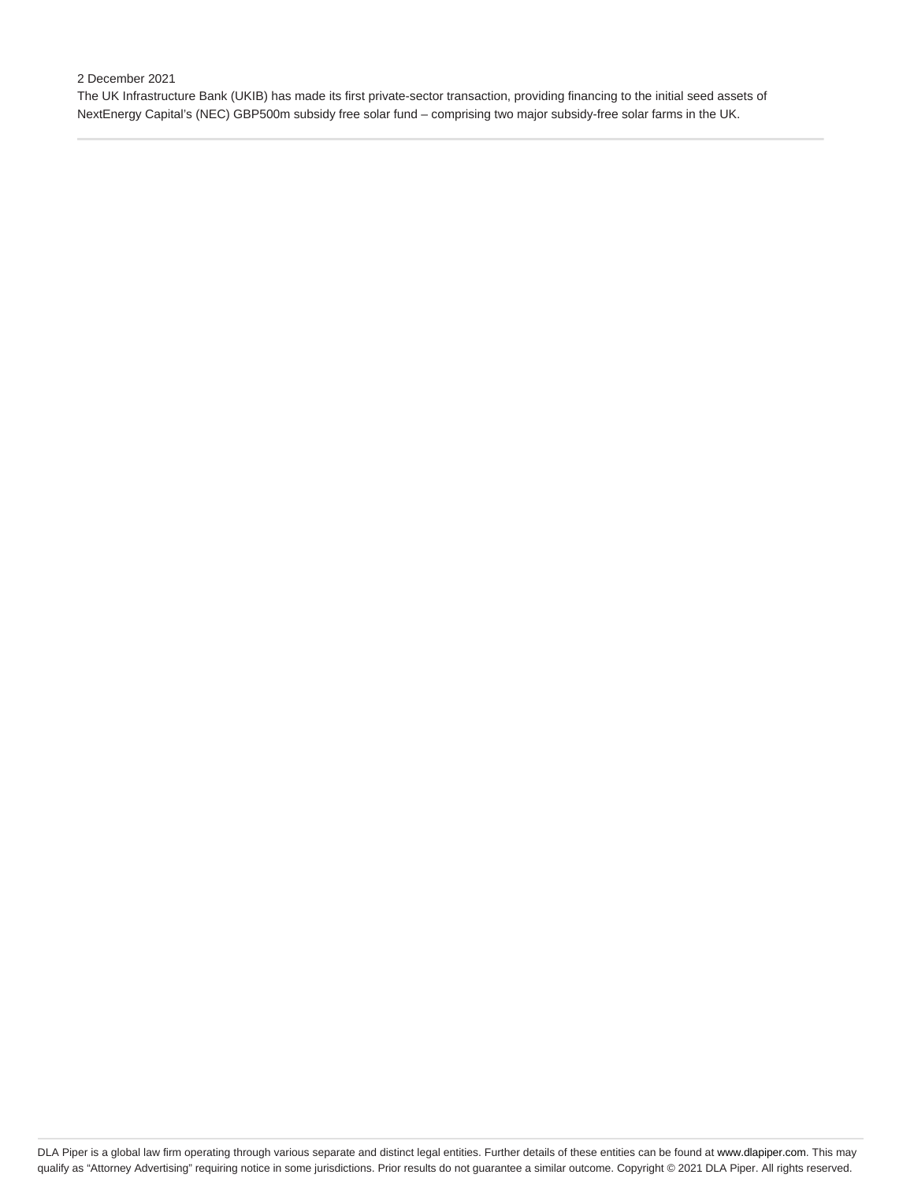2 December 2021

The UK Infrastructure Bank (UKIB) has made its first private-sector transaction, providing financing to the initial seed assets of NextEnergy Capital's (NEC) GBP500m subsidy free solar fund – comprising two major subsidy-free solar farms in the UK.